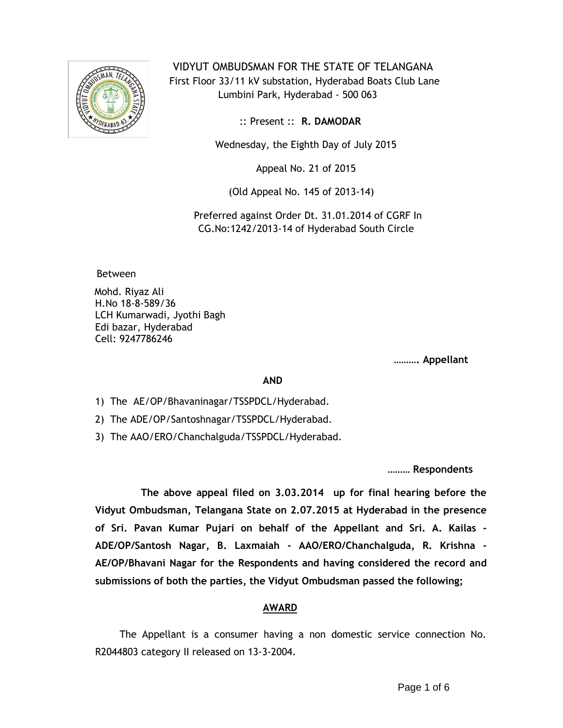# VIDYUT OMBUDSMAN FOR THE STATE OF TELANGANA

First Floor 33/11 kV substation, Hyderabad Boats Club Lane
Lumbini Park, Hyderabad - 500 063

:: Present :: **R. DAMODAR**

Wednesday, the Eighth Day of July 2015

Appeal No. 21 of 2015

(Old Appeal No. 145 of 2013-14)

Preferred against Order Dt. 31.01.2014 of CGRF In CG.No:1242/2013-14 of Hyderabad South Circle

Between

Mohd. Riyaz Ali
H.No 18-8-589/36
LCH Kumarwadi, Jyothi Bagh
Edi bazar, Hyderabad
Cell: 9247786246

………. **Appellant**

**AND**

1) The AE/OP/Bhavaninagar/TSSPDCL/Hyderabad.
2) The ADE/OP/Santoshnagar/TSSPDCL/Hyderabad.
3) The AAO/ERO/Chanchalguda/TSSPDCL/Hyderabad.

……… **Respondents**

**The above appeal filed on 3.03.2014 up for final hearing before the Vidyut Ombudsman, Telangana State on 2.07.2015 at Hyderabad in the presence of Sri. Pavan Kumar Pujari on behalf of the Appellant and Sri. A. Kailas - ADE/OP/Santosh Nagar, B. Laxmaiah - AAO/ERO/Chanchalguda, R. Krishna - AE/OP/Bhavani Nagar for the Respondents and having considered the record and submissions of both the parties, the Vidyut Ombudsman passed the following;**

## AWARD

The Appellant is a consumer having a non domestic service connection No. R2044803 category II released on 13-3-2004.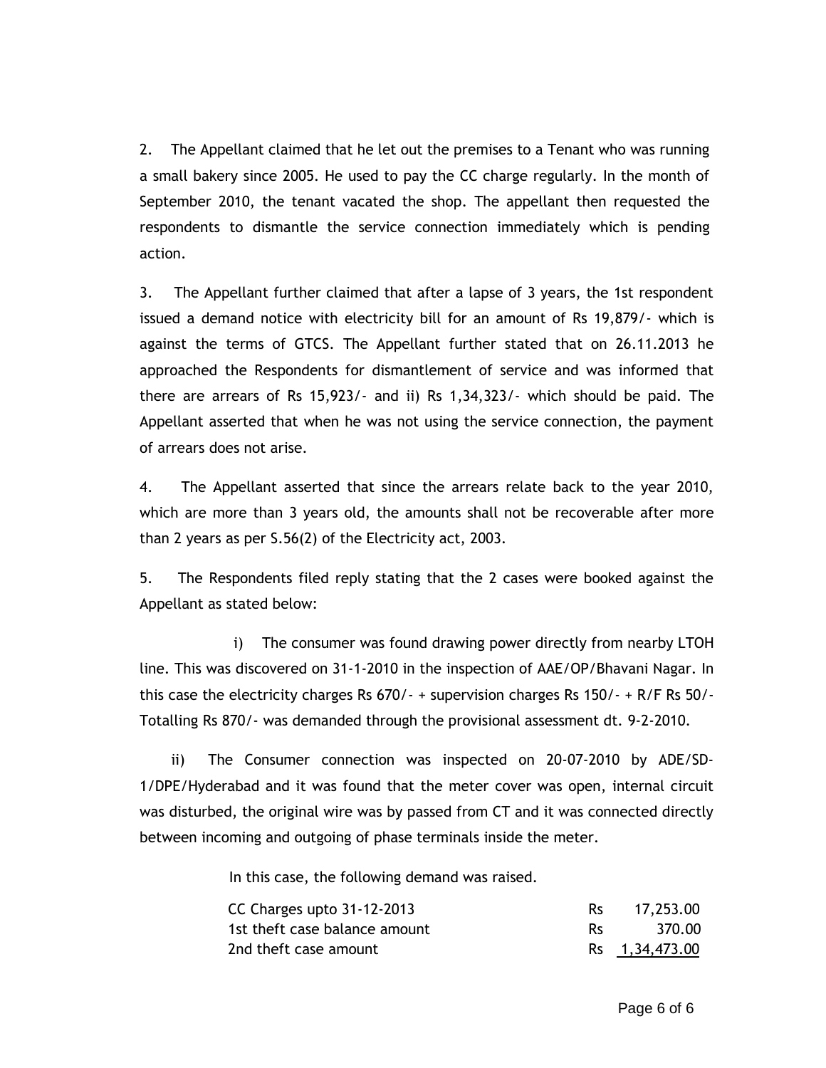2. The Appellant claimed that he let out the premises to a Tenant who was running a small bakery since 2005. He used to pay the CC charge regularly. In the month of September 2010, the tenant vacated the shop. The appellant then requested the respondents to dismantle the service connection immediately which is pending action.

3. The Appellant further claimed that after a lapse of 3 years, the 1st respondent issued a demand notice with electricity bill for an amount of Rs 19,879/- which is against the terms of GTCS. The Appellant further stated that on 26.11.2013 he approached the Respondents for dismantlement of service and was informed that there are arrears of Rs 15,923/- and ii) Rs 1,34,323/- which should be paid. The Appellant asserted that when he was not using the service connection, the payment of arrears does not arise.

4. The Appellant asserted that since the arrears relate back to the year 2010, which are more than 3 years old, the amounts shall not be recoverable after more than 2 years as per S.56(2) of the Electricity act, 2003.

5. The Respondents filed reply stating that the 2 cases were booked against the Appellant as stated below:

i) The consumer was found drawing power directly from nearby LTOH line. This was discovered on 31-1-2010 in the inspection of AAE/OP/Bhavani Nagar. In this case the electricity charges Rs 670/- + supervision charges Rs 150/- + R/F Rs 50/- Totalling Rs 870/- was demanded through the provisional assessment dt. 9-2-2010.

ii) The Consumer connection was inspected on 20-07-2010 by ADE/SD-1/DPE/Hyderabad and it was found that the meter cover was open, internal circuit was disturbed, the original wire was by passed from CT and it was connected directly between incoming and outgoing of phase terminals inside the meter.

In this case, the following demand was raised.

| | | |
|---|---|---|
| CC Charges upto 31-12-2013 | Rs | 17,253.00 |
| 1st theft case balance amount | Rs | 370.00 |
| 2nd theft case amount | Rs | 1,34,473.00 |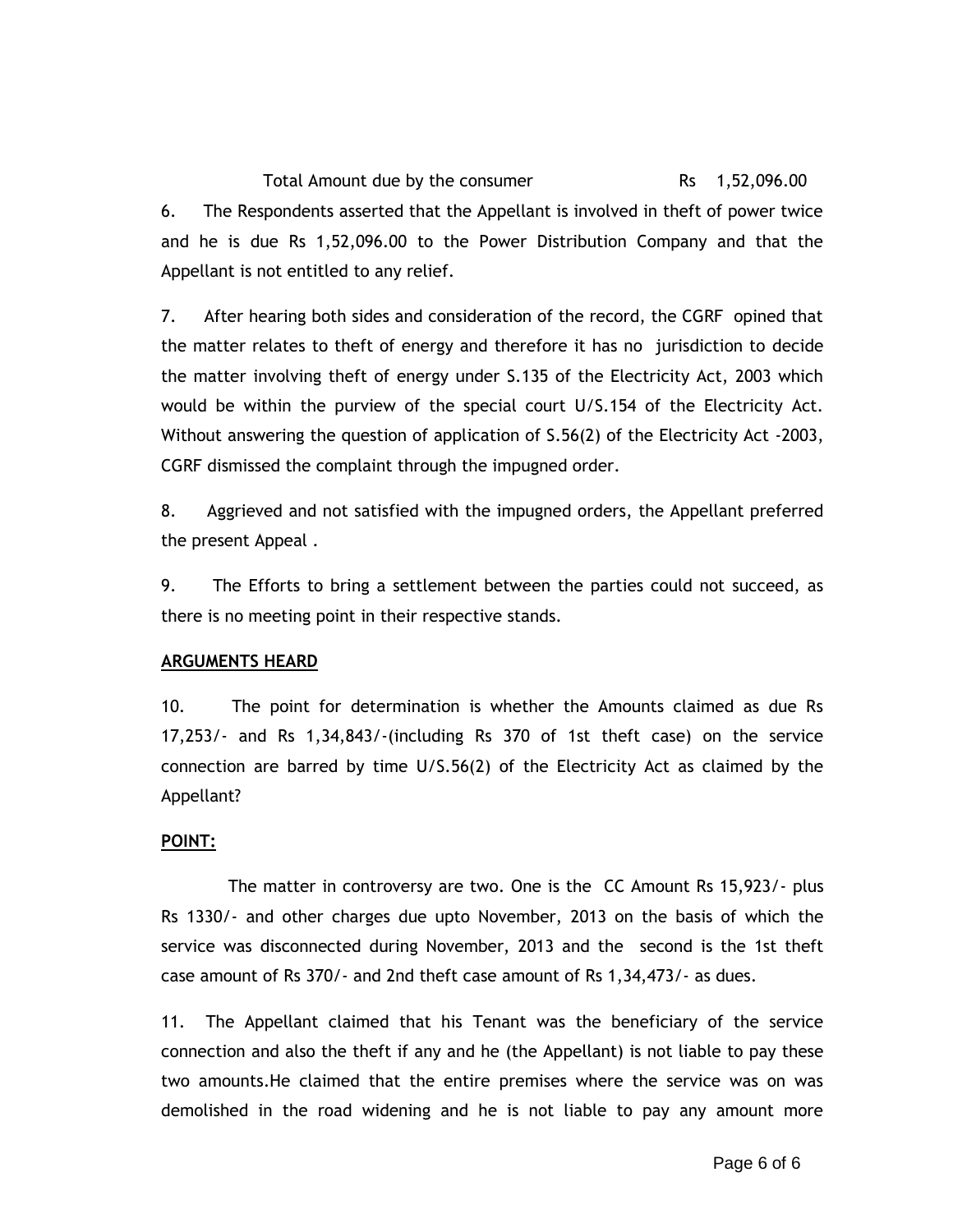Total Amount due by the consumer Rs 1,52,096.00

6. The Respondents asserted that the Appellant is involved in theft of power twice and he is due Rs 1,52,096.00 to the Power Distribution Company and that the Appellant is not entitled to any relief.

7. After hearing both sides and consideration of the record, the CGRF opined that the matter relates to theft of energy and therefore it has no jurisdiction to decide the matter involving theft of energy under S.135 of the Electricity Act, 2003 which would be within the purview of the special court U/S.154 of the Electricity Act. Without answering the question of application of S.56(2) of the Electricity Act -2003, CGRF dismissed the complaint through the impugned order.

8. Aggrieved and not satisfied with the impugned orders, the Appellant preferred the present Appeal .

9. The Efforts to bring a settlement between the parties could not succeed, as there is no meeting point in their respective stands.

**ARGUMENTS HEARD**

10. The point for determination is whether the Amounts claimed as due Rs 17,253/- and Rs 1,34,843/-(including Rs 370 of 1st theft case) on the service connection are barred by time U/S.56(2) of the Electricity Act as claimed by the Appellant?

**POINT:**

The matter in controversy are two. One is the CC Amount Rs 15,923/- plus Rs 1330/- and other charges due upto November, 2013 on the basis of which the service was disconnected during November, 2013 and the second is the 1st theft case amount of Rs 370/- and 2nd theft case amount of Rs 1,34,473/- as dues.

11. The Appellant claimed that his Tenant was the beneficiary of the service connection and also the theft if any and he (the Appellant) is not liable to pay these two amounts.He claimed that the entire premises where the service was on was demolished in the road widening and he is not liable to pay any amount more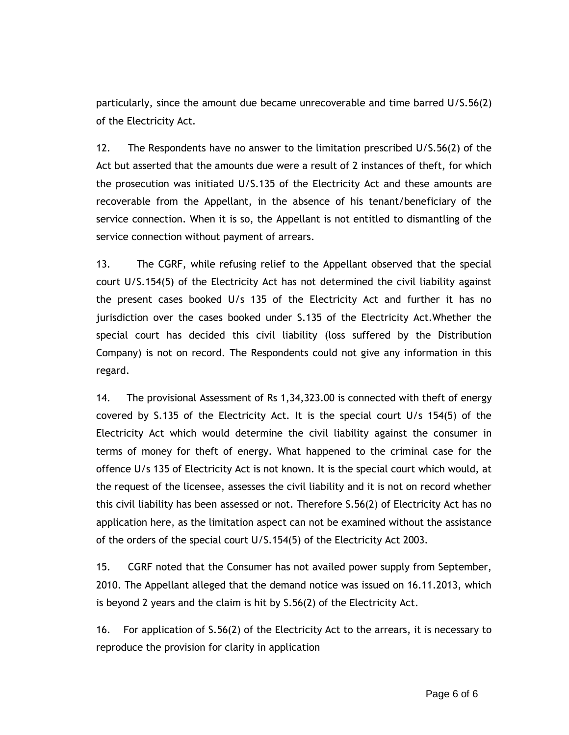particularly, since the amount due became unrecoverable and time barred U/S.56(2) of the Electricity Act.

12. The Respondents have no answer to the limitation prescribed U/S.56(2) of the Act but asserted that the amounts due were a result of 2 instances of theft, for which the prosecution was initiated U/S.135 of the Electricity Act and these amounts are recoverable from the Appellant, in the absence of his tenant/beneficiary of the service connection. When it is so, the Appellant is not entitled to dismantling of the service connection without payment of arrears.

13. The CGRF, while refusing relief to the Appellant observed that the special court U/S.154(5) of the Electricity Act has not determined the civil liability against the present cases booked U/s 135 of the Electricity Act and further it has no jurisdiction over the cases booked under S.135 of the Electricity Act.Whether the special court has decided this civil liability (loss suffered by the Distribution Company) is not on record. The Respondents could not give any information in this regard.

14. The provisional Assessment of Rs 1,34,323.00 is connected with theft of energy covered by S.135 of the Electricity Act. It is the special court U/s 154(5) of the Electricity Act which would determine the civil liability against the consumer in terms of money for theft of energy. What happened to the criminal case for the offence U/s 135 of Electricity Act is not known. It is the special court which would, at the request of the licensee, assesses the civil liability and it is not on record whether this civil liability has been assessed or not. Therefore S.56(2) of Electricity Act has no application here, as the limitation aspect can not be examined without the assistance of the orders of the special court U/S.154(5) of the Electricity Act 2003.

15. CGRF noted that the Consumer has not availed power supply from September, 2010. The Appellant alleged that the demand notice was issued on 16.11.2013, which is beyond 2 years and the claim is hit by S.56(2) of the Electricity Act.

16. For application of S.56(2) of the Electricity Act to the arrears, it is necessary to reproduce the provision for clarity in application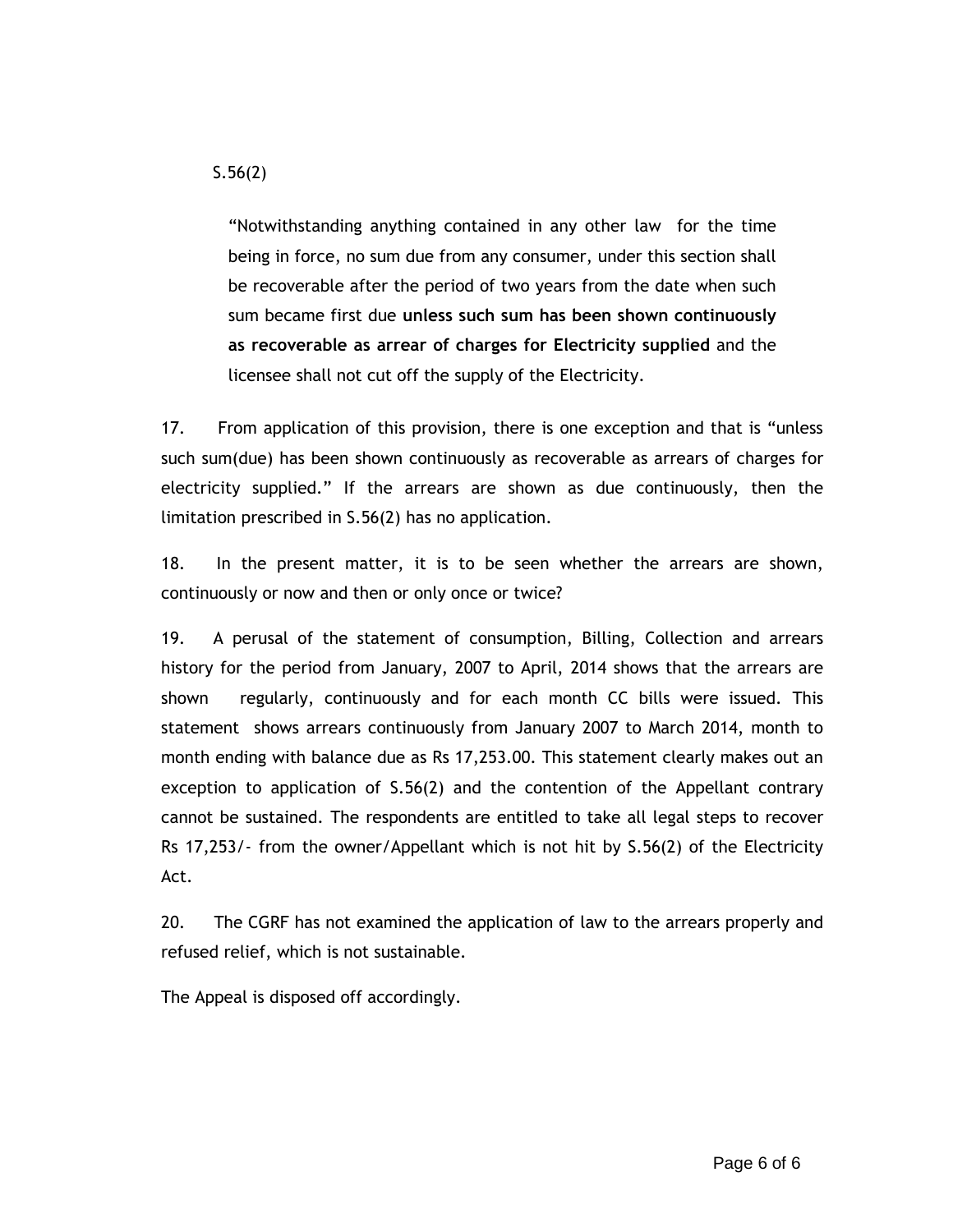S.56(2)

> "Notwithstanding anything contained in any other law for the time being in force, no sum due from any consumer, under this section shall be recoverable after the period of two years from the date when such sum became first due **unless such sum has been shown continuously as recoverable as arrear of charges for Electricity supplied** and the licensee shall not cut off the supply of the Electricity.

17. From application of this provision, there is one exception and that is "unless such sum(due) has been shown continuously as recoverable as arrears of charges for electricity supplied." If the arrears are shown as due continuously, then the limitation prescribed in S.56(2) has no application.

18. In the present matter, it is to be seen whether the arrears are shown, continuously or now and then or only once or twice?

19. A perusal of the statement of consumption, Billing, Collection and arrears history for the period from January, 2007 to April, 2014 shows that the arrears are shown regularly, continuously and for each month CC bills were issued. This statement shows arrears continuously from January 2007 to March 2014, month to month ending with balance due as Rs 17,253.00. This statement clearly makes out an exception to application of S.56(2) and the contention of the Appellant contrary cannot be sustained. The respondents are entitled to take all legal steps to recover Rs 17,253/- from the owner/Appellant which is not hit by S.56(2) of the Electricity Act.

20. The CGRF has not examined the application of law to the arrears properly and refused relief, which is not sustainable.

The Appeal is disposed off accordingly.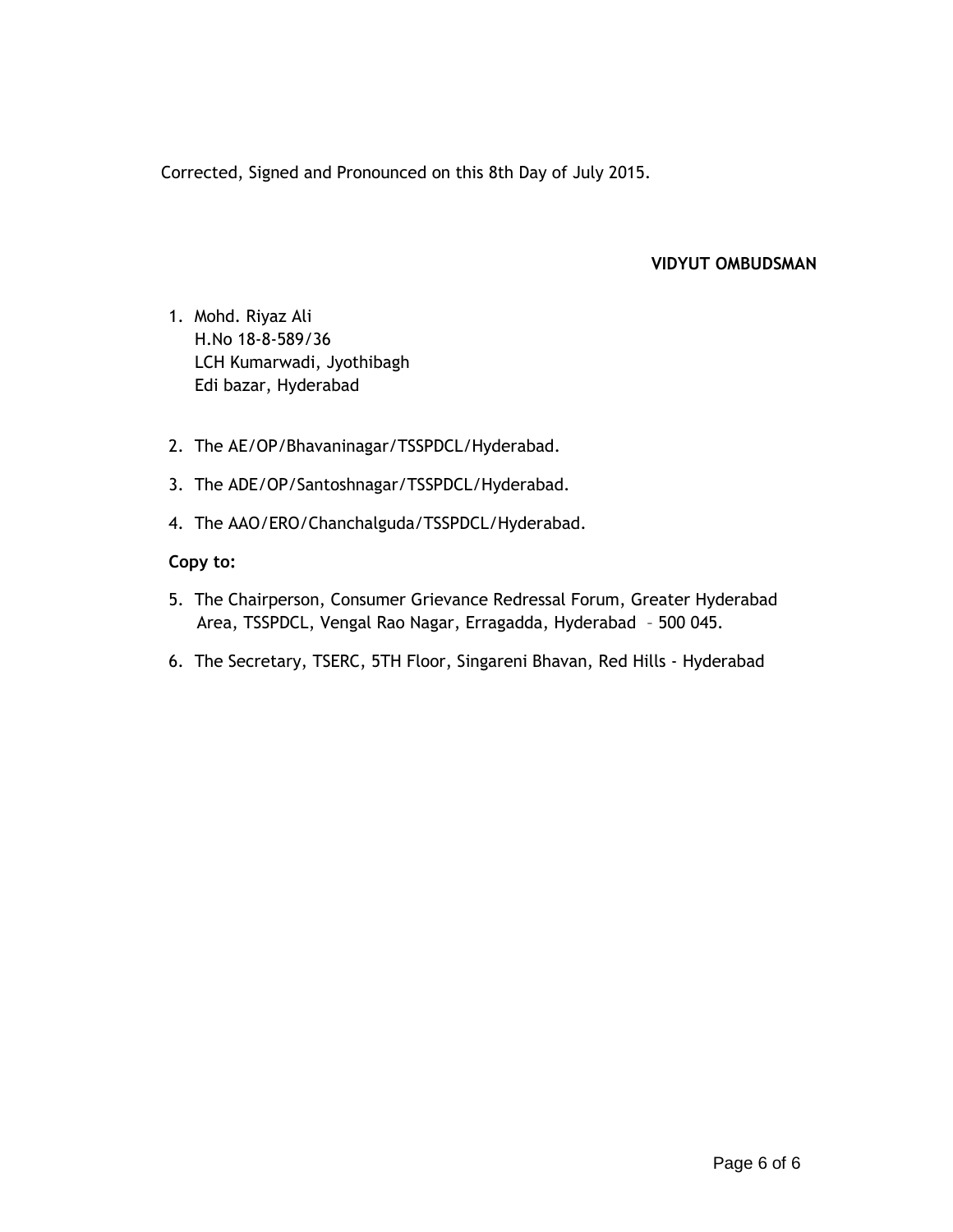Corrected, Signed and Pronounced on this 8th Day of July 2015.

**VIDYUT OMBUDSMAN**

1. Mohd. Riyaz Ali
   H.No 18-8-589/36
   LCH Kumarwadi, Jyothibagh
   Edi bazar, Hyderabad

2. The AE/OP/Bhavaninagar/TSSPDCL/Hyderabad.

3. The ADE/OP/Santoshnagar/TSSPDCL/Hyderabad.

4. The AAO/ERO/Chanchalguda/TSSPDCL/Hyderabad.

**Copy to:**

5. The Chairperson, Consumer Grievance Redressal Forum, Greater Hyderabad Area, TSSPDCL, Vengal Rao Nagar, Erragadda, Hyderabad – 500 045.

6. The Secretary, TSERC, 5TH Floor, Singareni Bhavan, Red Hills - Hyderabad